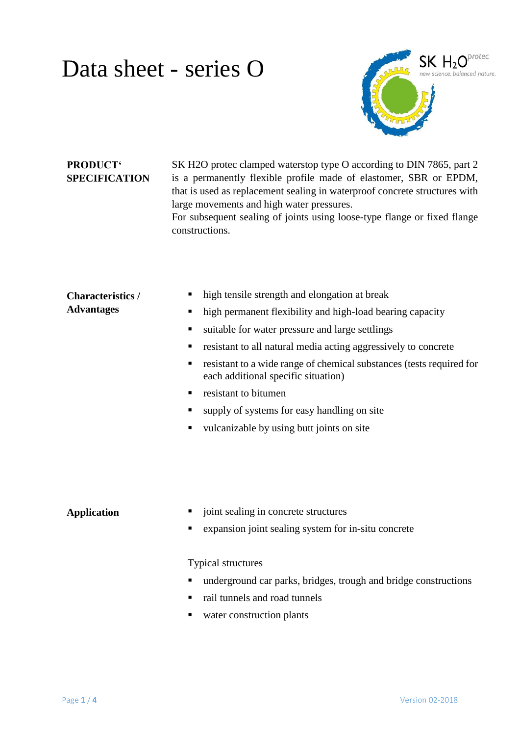# Data sheet - series O

SK $H_2O$ protec

new science. balanced nature.

**PRODUCT' SPECIFICATION**

SK H2O protec clamped waterstop type O according to DIN 7865, part 2 is a permanently flexible profile made of elastomer, SBR or EPDM, that is used as replacement sealing in waterproof concrete structures with large movements and high water pressures.
For subsequent sealing of joints using loose-type flange or fixed flange constructions.

**Characteristics / Advantages**

- high tensile strength and elongation at break
- high permanent flexibility and high-load bearing capacity
- suitable for water pressure and large settlings
- resistant to all natural media acting aggressively to concrete
- resistant to a wide range of chemical substances (tests required for each additional specific situation)
- resistant to bitumen
- supply of systems for easy handling on site
- vulcanizable by using butt joints on site

**Application**

- joint sealing in concrete structures
- expansion joint sealing system for in-situ concrete

Typical structures

- underground car parks, bridges, trough and bridge constructions
- rail tunnels and road tunnels
- water construction plants

Version 02-2018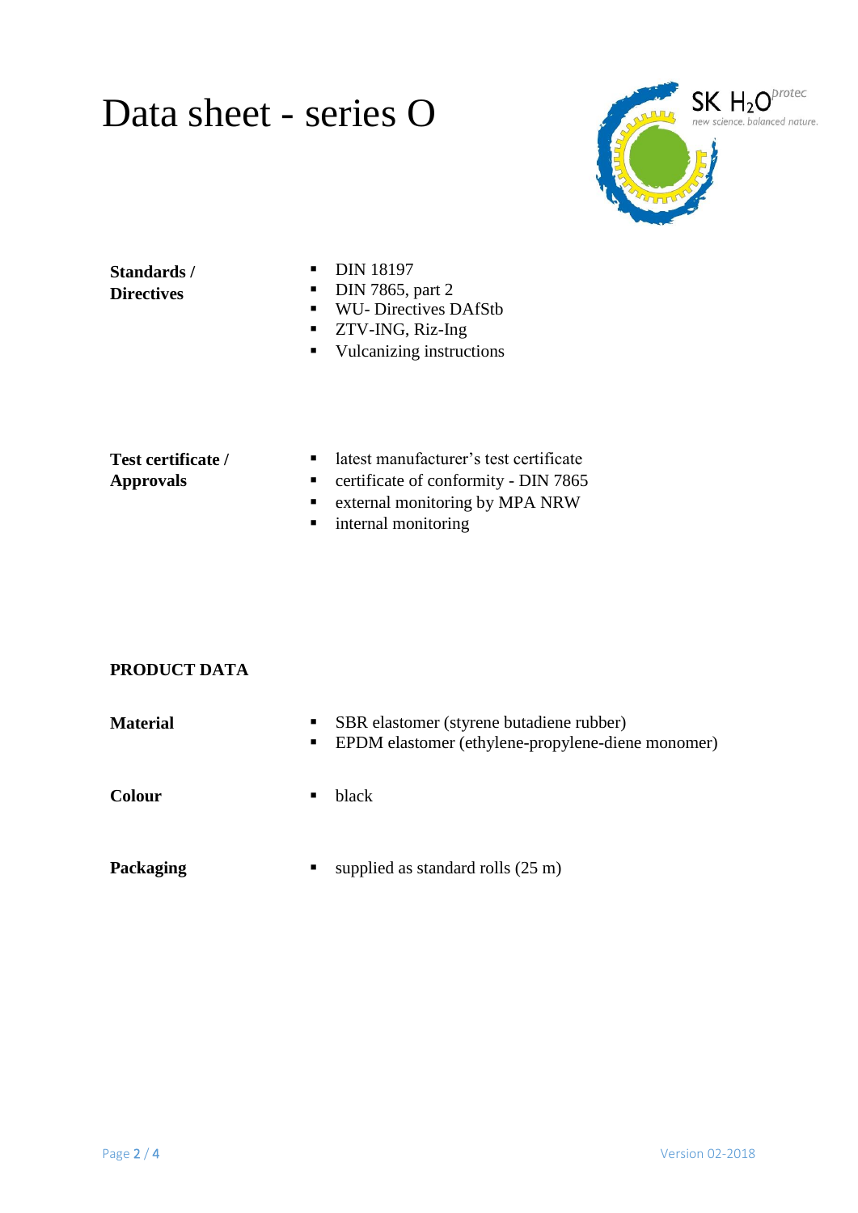# Data sheet - series O

| | |
|---|---|
| **Standards / Directives** | ▪ DIN 18197<br>▪ DIN 7865, part 2<br>▪ WU- Directives DAfStb<br>▪ ZTV-ING, Riz-Ing<br>▪ Vulcanizing instructions |
| **Test certificate / Approvals** | ▪ latest manufacturer's test certificate<br>▪ certificate of conformity - DIN 7865<br>▪ external monitoring by MPA NRW<br>▪ internal monitoring |

## PRODUCT DATA

| | |
|---|---|
| **Material** | ▪ SBR elastomer (styrene butadiene rubber)<br>▪ EPDM elastomer (ethylene-propylene-diene monomer) |
| **Colour** | ▪ black |
| **Packaging** | ▪ supplied as standard rolls (25 m) |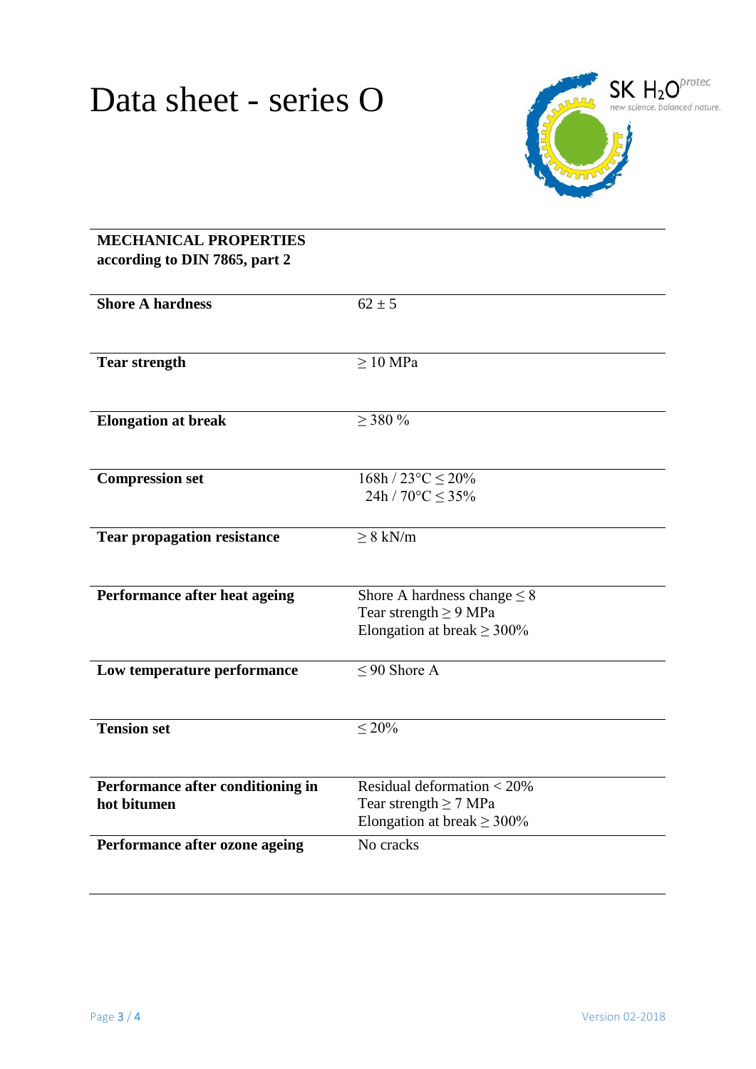# Data sheet - series O

SK $H_2O$ protec
new science. balanced nature.

| **MECHANICAL PROPERTIES according to DIN 7865, part 2** | |
|---|---|
| **Shore A hardness** | 62 ± 5 |
| **Tear strength** | ≥ 10 MPa |
| **Elongation at break** | ≥ 380 % |
| **Compression set** | 168h / 23°C ≤ 20%<br>24h / 70°C ≤ 35% |
| **Tear propagation resistance** | ≥ 8 kN/m |
| **Performance after heat ageing** | Shore A hardness change ≤ 8<br>Tear strength ≥ 9 MPa<br>Elongation at break ≥ 300% |
| **Low temperature performance** | ≤ 90 Shore A |
| **Tension set** | ≤ 20% |
| **Performance after conditioning in hot bitumen** | Residual deformation < 20%<br>Tear strength ≥ 7 MPa<br>Elongation at break ≥ 300% |
| **Performance after ozone ageing** | No cracks |

Version 02-2018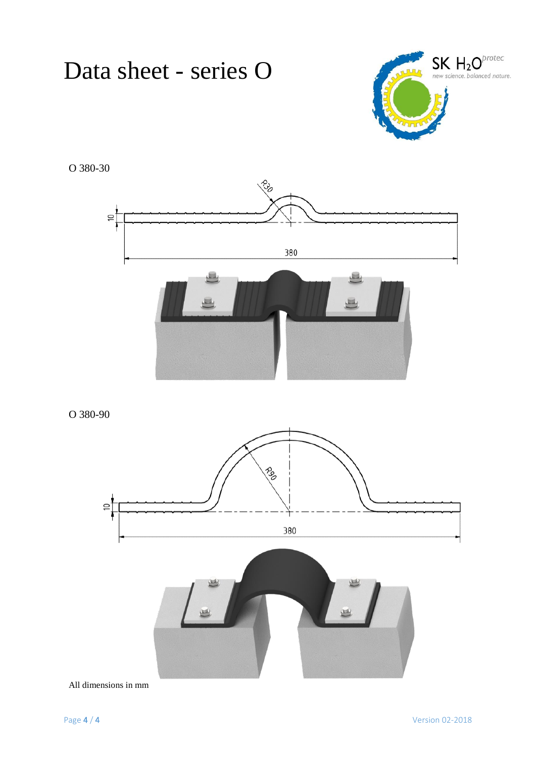# Data sheet - series O

O 380-30

R30

10

380

O 380-90

R90

10

380

All dimensions in mm